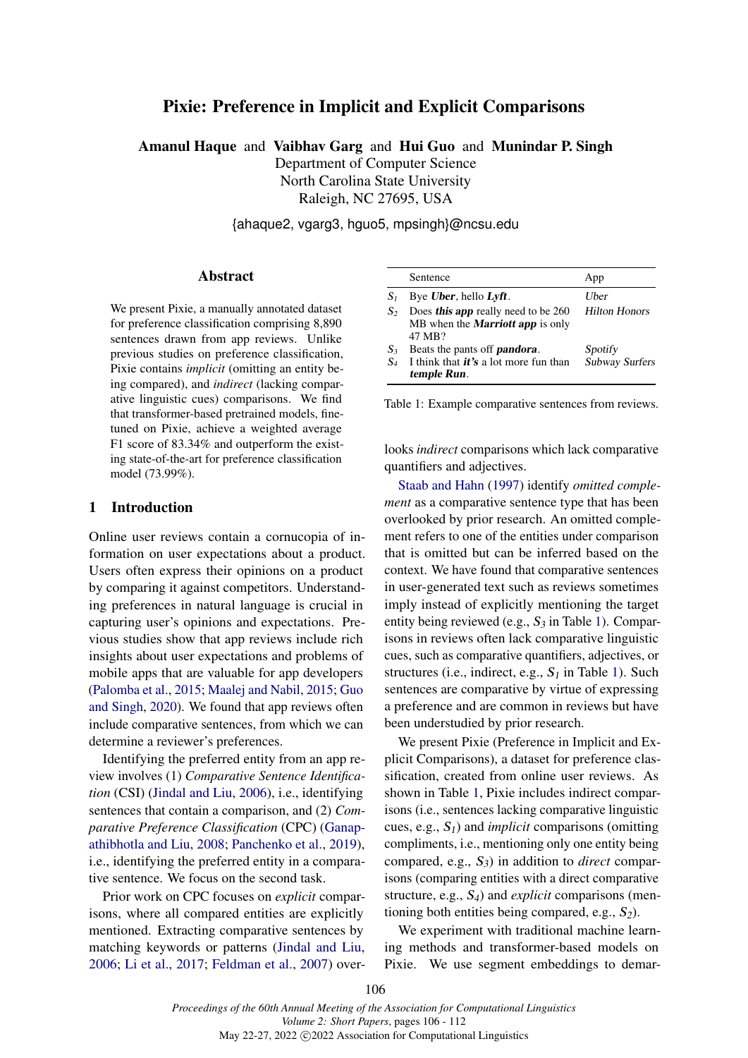# Pixie: Preference in Implicit and Explicit Comparisons

**Amanul Haque** and **Vaibhav Garg** and **Hui Guo** and **Munindar P. Singh**
Department of Computer Science
North Carolina State University
Raleigh, NC 27695, USA

{ahaque2, vgarg3, hguo5, mpsingh}@ncsu.edu

## Abstract

We present Pixie, a manually annotated dataset for preference classification comprising 8,890 sentences drawn from app reviews. Unlike previous studies on preference classification, Pixie contains *implicit* (omitting an entity being compared), and *indirect* (lacking comparative linguistic cues) comparisons. We find that transformer-based pretrained models, finetuned on Pixie, achieve a weighted average F1 score of 83.34% and outperform the existing state-of-the-art for preference classification model (73.99%).

## 1 Introduction

Online user reviews contain a cornucopia of information on user expectations about a product. Users often express their opinions on a product by comparing it against competitors. Understanding preferences in natural language is crucial in capturing user's opinions and expectations. Previous studies show that app reviews include rich insights about user expectations and problems of mobile apps that are valuable for app developers (Palomba et al., 2015; Maalej and Nabil, 2015; Guo and Singh, 2020). We found that app reviews often include comparative sentences, from which we can determine a reviewer's preferences.

Identifying the preferred entity from an app review involves (1) *Comparative Sentence Identification* (CSI) (Jindal and Liu, 2006), i.e., identifying sentences that contain a comparison, and (2) *Comparative Preference Classification* (CPC) (Ganapathibhotla and Liu, 2008; Panchenko et al., 2019), i.e., identifying the preferred entity in a comparative sentence. We focus on the second task.

Prior work on CPC focuses on *explicit* comparisons, where all compared entities are explicitly mentioned. Extracting comparative sentences by matching keywords or patterns (Jindal and Liu, 2006; Li et al., 2017; Feldman et al., 2007) overlooks *indirect* comparisons which lack comparative quantifiers and adjectives.

| | Sentence | App |
|---|---|---|
| $S_1$ | Bye ***Uber***, hello ***Lyft***. | *Uber* |
| $S_2$ | Does ***this app*** really need to be 260 MB when the ***Marriott app*** is only 47 MB? | *Hilton Honors* |
| $S_3$ | Beats the pants off ***pandora***. | *Spotify* |
| $S_4$ | I think that ***it's*** a lot more fun than ***temple Run***. | *Subway Surfers* |

Table 1: Example comparative sentences from reviews.

Staab and Hahn (1997) identify *omitted complement* as a comparative sentence type that has been overlooked by prior research. An omitted complement refers to one of the entities under comparison that is omitted but can be inferred based on the context. We have found that comparative sentences in user-generated text such as reviews sometimes imply instead of explicitly mentioning the target entity being reviewed (e.g., $S_3$ in Table 1). Comparisons in reviews often lack comparative linguistic cues, such as comparative quantifiers, adjectives, or structures (i.e., indirect, e.g., $S_1$ in Table 1). Such sentences are comparative by virtue of expressing a preference and are common in reviews but have been understudied by prior research.

We present Pixie (Preference in Implicit and Explicit Comparisons), a dataset for preference classification, created from online user reviews. As shown in Table 1, Pixie includes indirect comparisons (i.e., sentences lacking comparative linguistic cues, e.g., $S_1$) and *implicit* comparisons (omitting compliments, i.e., mentioning only one entity being compared, e.g., $S_3$) in addition to *direct* comparisons (comparing entities with a direct comparative structure, e.g., $S_4$) and *explicit* comparisons (mentioning both entities being compared, e.g., $S_2$).

We experiment with traditional machine learning methods and transformer-based models on Pixie. We use segment embeddings to demar-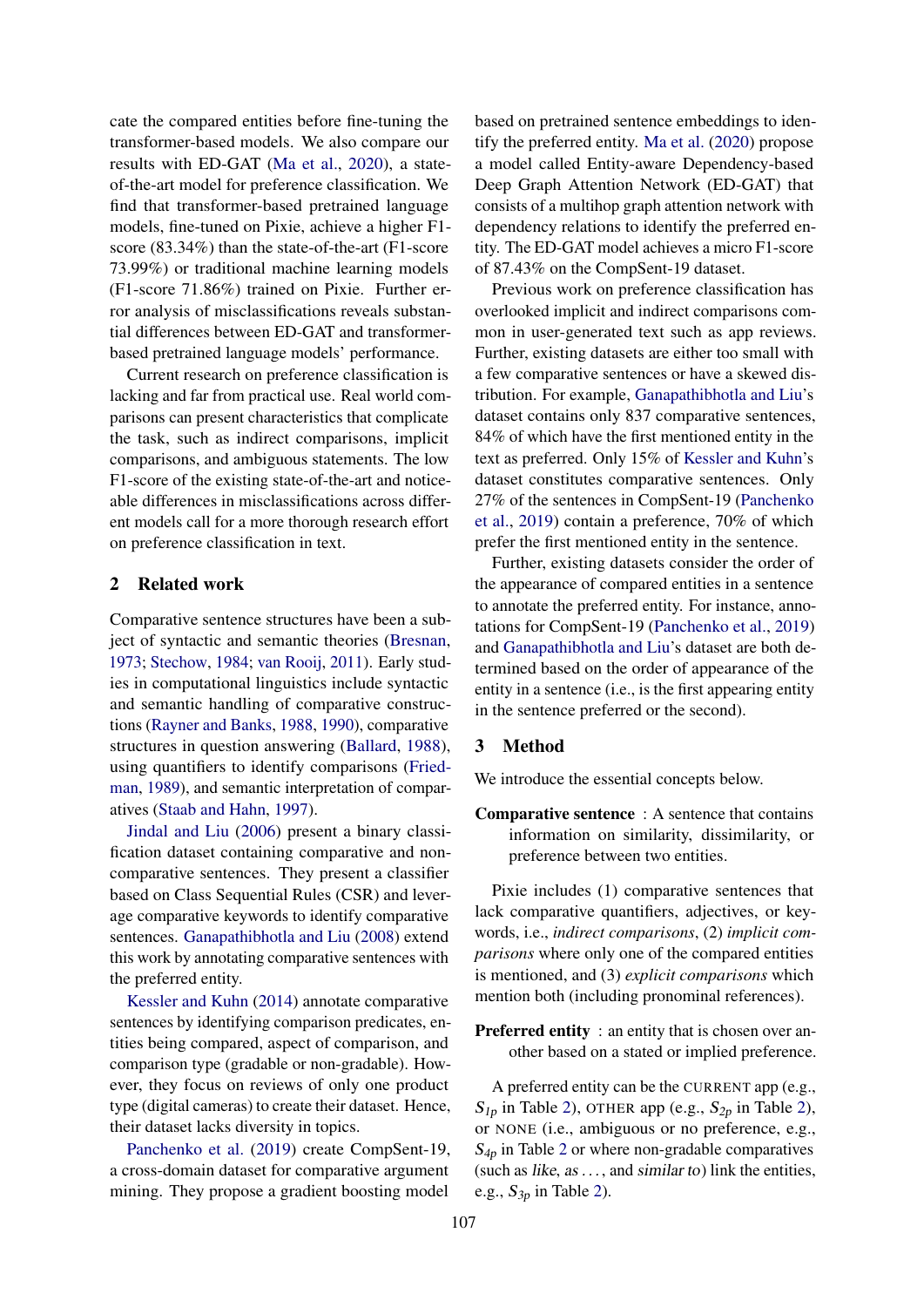cate the compared entities before fine-tuning the transformer-based models. We also compare our results with ED-GAT (Ma et al., 2020), a state-of-the-art model for preference classification. We find that transformer-based pretrained language models, fine-tuned on Pixie, achieve a higher F1-score (83.34%) than the state-of-the-art (F1-score 73.99%) or traditional machine learning models (F1-score 71.86%) trained on Pixie. Further error analysis of misclassifications reveals substantial differences between ED-GAT and transformer-based pretrained language models' performance.

Current research on preference classification is lacking and far from practical use. Real world comparisons can present characteristics that complicate the task, such as indirect comparisons, implicit comparisons, and ambiguous statements. The low F1-score of the existing state-of-the-art and noticeable differences in misclassifications across different models call for a more thorough research effort on preference classification in text.

## 2 Related work

Comparative sentence structures have been a subject of syntactic and semantic theories (Bresnan, 1973; Stechow, 1984; van Rooij, 2011). Early studies in computational linguistics include syntactic and semantic handling of comparative constructions (Rayner and Banks, 1988, 1990), comparative structures in question answering (Ballard, 1988), using quantifiers to identify comparisons (Friedman, 1989), and semantic interpretation of comparatives (Staab and Hahn, 1997).

Jindal and Liu (2006) present a binary classification dataset containing comparative and non-comparative sentences. They present a classifier based on Class Sequential Rules (CSR) and leverage comparative keywords to identify comparative sentences. Ganapathibhotla and Liu (2008) extend this work by annotating comparative sentences with the preferred entity.

Kessler and Kuhn (2014) annotate comparative sentences by identifying comparison predicates, entities being compared, aspect of comparison, and comparison type (gradable or non-gradable). However, they focus on reviews of only one product type (digital cameras) to create their dataset. Hence, their dataset lacks diversity in topics.

Panchenko et al. (2019) create CompSent-19, a cross-domain dataset for comparative argument mining. They propose a gradient boosting model based on pretrained sentence embeddings to identify the preferred entity. Ma et al. (2020) propose a model called Entity-aware Dependency-based Deep Graph Attention Network (ED-GAT) that consists of a multihop graph attention network with dependency relations to identify the preferred entity. The ED-GAT model achieves a micro F1-score of 87.43% on the CompSent-19 dataset.

Previous work on preference classification has overlooked implicit and indirect comparisons common in user-generated text such as app reviews. Further, existing datasets are either too small with a few comparative sentences or have a skewed distribution. For example, Ganapathibhotla and Liu's dataset contains only 837 comparative sentences, 84% of which have the first mentioned entity in the text as preferred. Only 15% of Kessler and Kuhn's dataset constitutes comparative sentences. Only 27% of the sentences in CompSent-19 (Panchenko et al., 2019) contain a preference, 70% of which prefer the first mentioned entity in the sentence.

Further, existing datasets consider the order of the appearance of compared entities in a sentence to annotate the preferred entity. For instance, annotations for CompSent-19 (Panchenko et al., 2019) and Ganapathibhotla and Liu's dataset are both determined based on the order of appearance of the entity in a sentence (i.e., is the first appearing entity in the sentence preferred or the second).

## 3 Method

We introduce the essential concepts below.

**Comparative sentence** : A sentence that contains information on similarity, dissimilarity, or preference between two entities.

Pixie includes (1) comparative sentences that lack comparative quantifiers, adjectives, or keywords, i.e., *indirect comparisons*, (2) *implicit comparisons* where only one of the compared entities is mentioned, and (3) *explicit comparisons* which mention both (including pronominal references).

**Preferred entity** : an entity that is chosen over another based on a stated or implied preference.

A preferred entity can be the CURRENT app (e.g., $S_{1p}$ in Table 2), OTHER app (e.g., $S_{2p}$ in Table 2), or NONE (i.e., ambiguous or no preference, e.g., $S_{4p}$ in Table 2 or where non-gradable comparatives (such as *like*, *as ...*, and *similar to*) link the entities, e.g., $S_{3p}$ in Table 2).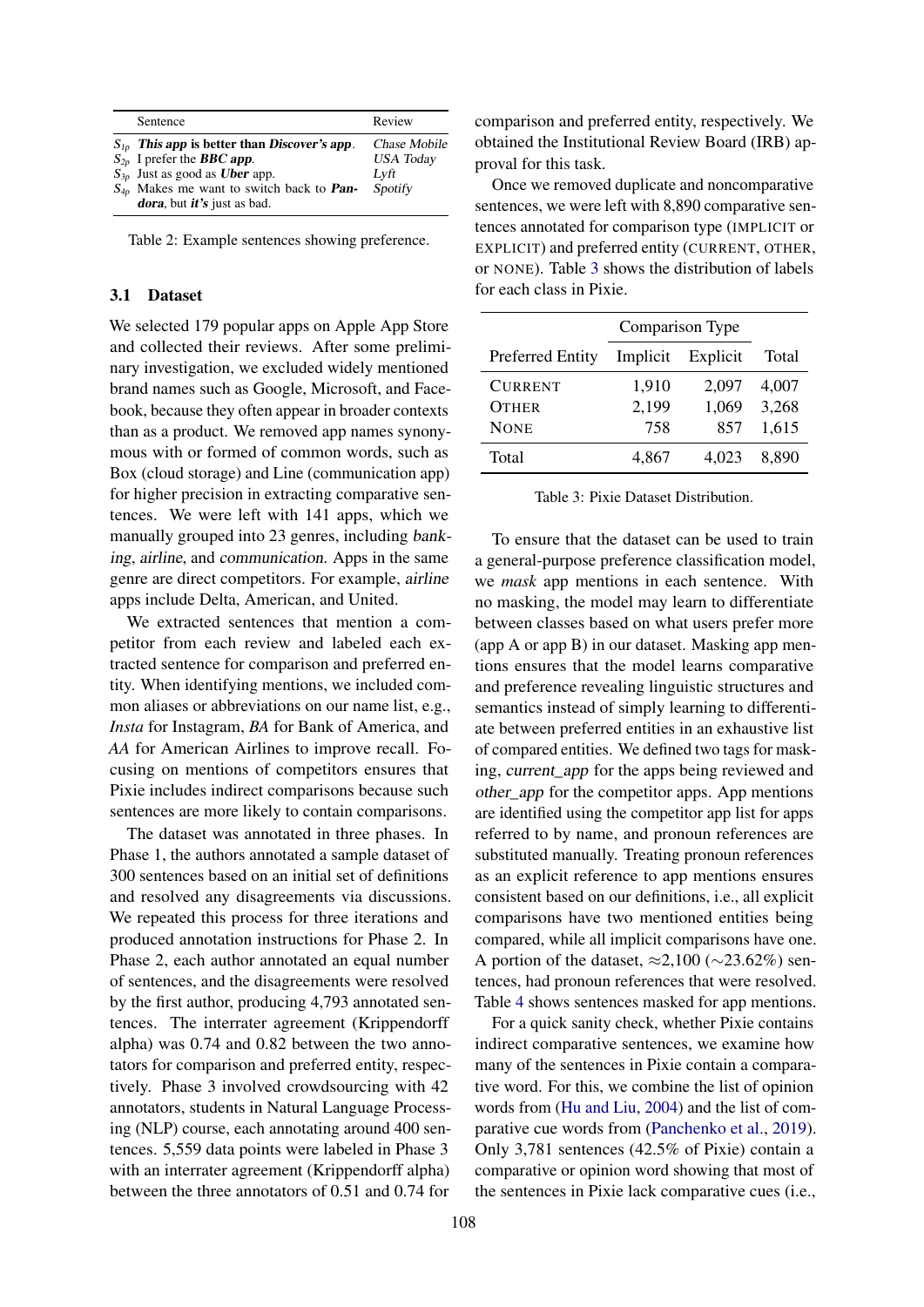| | Sentence | Review |
|---|---|---|
| $S_{1p}$ | ***This app*** **is better than** ***Discover's app***. | *Chase Mobile* |
| $S_{2p}$ | I prefer the ***BBC app***. | *USA Today* |
| $S_{3p}$ | Just as good as ***Uber*** app. | *Lyft* |
| $S_{4p}$ | Makes me want to switch back to ***Pandora***, but ***it's*** just as bad. | *Spotify* |

Table 2: Example sentences showing preference.

### 3.1 Dataset

We selected 179 popular apps on Apple App Store and collected their reviews. After some preliminary investigation, we excluded widely mentioned brand names such as Google, Microsoft, and Facebook, because they often appear in broader contexts than as a product. We removed app names synonymous with or formed of common words, such as Box (cloud storage) and Line (communication app) for higher precision in extracting comparative sentences. We were left with 141 apps, which we manually grouped into 23 genres, including *banking*, *airline*, and *communication*. Apps in the same genre are direct competitors. For example, *airline* apps include Delta, American, and United.

We extracted sentences that mention a competitor from each review and labeled each extracted sentence for comparison and preferred entity. When identifying mentions, we included common aliases or abbreviations on our name list, e.g., *Insta* for Instagram, *BA* for Bank of America, and *AA* for American Airlines to improve recall. Focusing on mentions of competitors ensures that Pixie includes indirect comparisons because such sentences are more likely to contain comparisons.

The dataset was annotated in three phases. In Phase 1, the authors annotated a sample dataset of 300 sentences based on an initial set of definitions and resolved any disagreements via discussions. We repeated this process for three iterations and produced annotation instructions for Phase 2. In Phase 2, each author annotated an equal number of sentences, and the disagreements were resolved by the first author, producing 4,793 annotated sentences. The interrater agreement (Krippendorff alpha) was 0.74 and 0.82 between the two annotators for comparison and preferred entity, respectively. Phase 3 involved crowdsourcing with 42 annotators, students in Natural Language Processing (NLP) course, each annotating around 400 sentences. 5,559 data points were labeled in Phase 3 with an interrater agreement (Krippendorff alpha) between the three annotators of 0.51 and 0.74 for comparison and preferred entity, respectively. We obtained the Institutional Review Board (IRB) approval for this task.

Once we removed duplicate and noncomparative sentences, we were left with 8,890 comparative sentences annotated for comparison type (IMPLICIT or EXPLICIT) and preferred entity (CURRENT, OTHER, or NONE). Table 3 shows the distribution of labels for each class in Pixie.

| | Comparison Type | | |
|---|---|---|---|
| Preferred Entity | Implicit | Explicit | Total |
| CURRENT | 1,910 | 2,097 | 4,007 |
| OTHER | 2,199 | 1,069 | 3,268 |
| NONE | 758 | 857 | 1,615 |
| Total | 4,867 | 4,023 | 8,890 |

Table 3: Pixie Dataset Distribution.

To ensure that the dataset can be used to train a general-purpose preference classification model, we *mask* app mentions in each sentence. With no masking, the model may learn to differentiate between classes based on what users prefer more (app A or app B) in our dataset. Masking app mentions ensures that the model learns comparative and preference revealing linguistic structures and semantics instead of simply learning to differentiate between preferred entities in an exhaustive list of compared entities. We defined two tags for masking, *current_app* for the apps being reviewed and *other_app* for the competitor apps. App mentions are identified using the competitor app list for apps referred to by name, and pronoun references are substituted manually. Treating pronoun references as an explicit reference to app mentions ensures consistent based on our definitions, i.e., all explicit comparisons have two mentioned entities being compared, while all implicit comparisons have one. A portion of the dataset, ≈2,100 (∼23.62%) sentences, had pronoun references that were resolved. Table 4 shows sentences masked for app mentions.

For a quick sanity check, whether Pixie contains indirect comparative sentences, we examine how many of the sentences in Pixie contain a comparative word. For this, we combine the list of opinion words from (Hu and Liu, 2004) and the list of comparative cue words from (Panchenko et al., 2019). Only 3,781 sentences (42.5% of Pixie) contain a comparative or opinion word showing that most of the sentences in Pixie lack comparative cues (i.e.,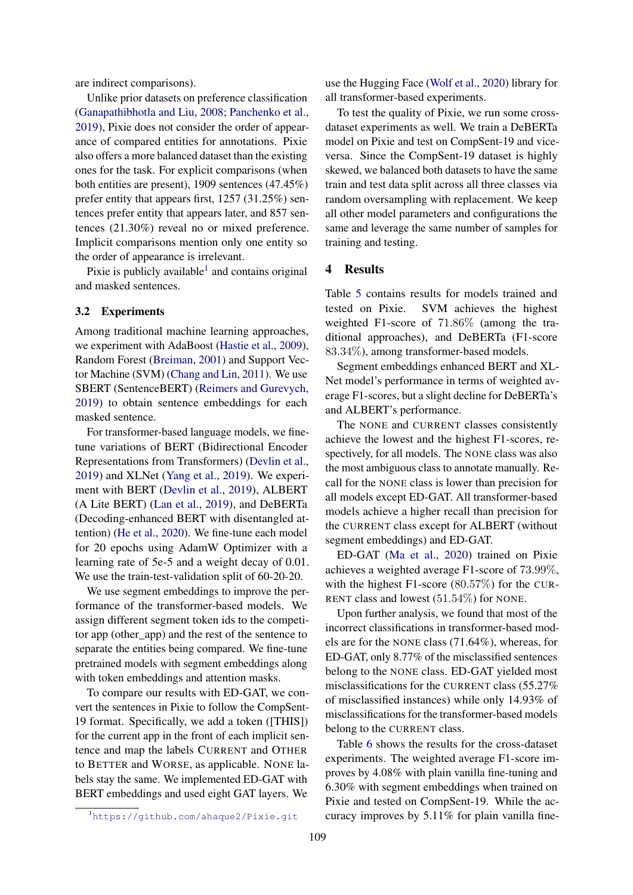are indirect comparisons).

Unlike prior datasets on preference classification (Ganapathibhotla and Liu, 2008; Panchenko et al., 2019), Pixie does not consider the order of appearance of compared entities for annotations. Pixie also offers a more balanced dataset than the existing ones for the task. For explicit comparisons (when both entities are present), 1909 sentences (47.45%) prefer entity that appears first, 1257 (31.25%) sentences prefer entity that appears later, and 857 sentences (21.30%) reveal no or mixed preference. Implicit comparisons mention only one entity so the order of appearance is irrelevant.

Pixie is publicly available[1] and contains original and masked sentences.

### 3.2 Experiments

Among traditional machine learning approaches, we experiment with AdaBoost (Hastie et al., 2009), Random Forest (Breiman, 2001) and Support Vector Machine (SVM) (Chang and Lin, 2011). We use SBERT (SentenceBERT) (Reimers and Gurevych, 2019) to obtain sentence embeddings for each masked sentence.

For transformer-based language models, we fine-tune variations of BERT (Bidirectional Encoder Representations from Transformers) (Devlin et al., 2019) and XLNet (Yang et al., 2019). We experiment with BERT (Devlin et al., 2019), ALBERT (A Lite BERT) (Lan et al., 2019), and DeBERTa (Decoding-enhanced BERT with disentangled attention) (He et al., 2020). We fine-tune each model for 20 epochs using AdamW Optimizer with a learning rate of 5e-5 and a weight decay of 0.01. We use the train-test-validation split of 60-20-20.

We use segment embeddings to improve the performance of the transformer-based models. We assign different segment token ids to the competitor app (other_app) and the rest of the sentence to separate the entities being compared. We fine-tune pretrained models with segment embeddings along with token embeddings and attention masks.

To compare our results with ED-GAT, we convert the sentences in Pixie to follow the CompSent-19 format. Specifically, we add a token ([THIS]) for the current app in the front of each implicit sentence and map the labels CURRENT and OTHER to BETTER and WORSE, as applicable. NONE labels stay the same. We implemented ED-GAT with BERT embeddings and used eight GAT layers. We use the Hugging Face (Wolf et al., 2020) library for all transformer-based experiments.

To test the quality of Pixie, we run some cross-dataset experiments as well. We train a DeBERTa model on Pixie and test on CompSent-19 and vice-versa. Since the CompSent-19 dataset is highly skewed, we balanced both datasets to have the same train and test data split across all three classes via random oversampling with replacement. We keep all other model parameters and configurations the same and leverage the same number of samples for training and testing.

## 4 Results

Table 5 contains results for models trained and tested on Pixie. SVM achieves the highest weighted F1-score of 71.86% (among the traditional approaches), and DeBERTa (F1-score 83.34%), among transformer-based models.

Segment embeddings enhanced BERT and XLNet model's performance in terms of weighted average F1-scores, but a slight decline for DeBERTa's and ALBERT's performance.

The NONE and CURRENT classes consistently achieve the lowest and the highest F1-scores, respectively, for all models. The NONE class was also the most ambiguous class to annotate manually. Recall for the NONE class is lower than precision for all models except ED-GAT. All transformer-based models achieve a higher recall than precision for the CURRENT class except for ALBERT (without segment embeddings) and ED-GAT.

ED-GAT (Ma et al., 2020) trained on Pixie achieves a weighted average F1-score of 73.99%, with the highest F1-score (80.57%) for the CURRENT class and lowest (51.54%) for NONE.

Upon further analysis, we found that most of the incorrect classifications in transformer-based models are for the NONE class (71.64%), whereas, for ED-GAT, only 8.77% of the misclassified sentences belong to the NONE class. ED-GAT yielded most misclassifications for the CURRENT class (55.27% of misclassified instances) while only 14.93% of misclassifications for the transformer-based models belong to the CURRENT class.

Table 6 shows the results for the cross-dataset experiments. The weighted average F1-score improves by 4.08% with plain vanilla fine-tuning and 6.30% with segment embeddings when trained on Pixie and tested on CompSent-19. While the accuracy improves by 5.11% for plain vanilla fine-

[1] https://github.com/ahaque2/Pixie.git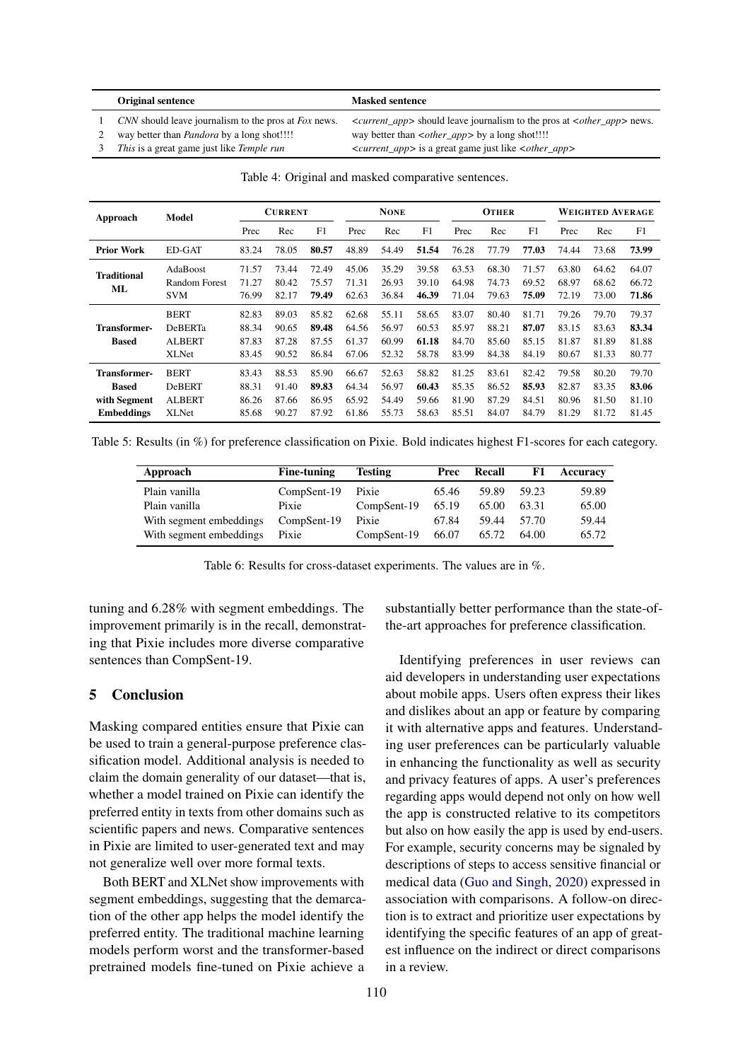| | Original sentence | Masked sentence |
|---|---|---|
| 1 | *CNN* should leave journalism to the pros at *Fox* news. | <*current_app*> should leave journalism to the pros at <*other_app*> news. |
| 2 | way better than *Pandora* by a long shot!!!! | way better than <*other_app*> by a long shot!!!! |
| 3 | *This* is a great game just like *Temple run* | <*current_app*> is a great game just like <*other_app*> |

Table 4: Original and masked comparative sentences.

| Approach | Model | Current | | | None | | | Other | | | Weighted Average | | |
|---|---|---|---|---|---|---|---|---|---|---|---|---|---|
| | | Prec | Rec | F1 | Prec | Rec | F1 | Prec | Rec | F1 | Prec | Rec | F1 |
| **Prior Work** | ED-GAT | 83.24 | 78.05 | **80.57** | 48.89 | 54.49 | **51.54** | 76.28 | 77.79 | **77.03** | 74.44 | 73.68 | **73.99** |
| **Traditional ML** | AdaBoost | 71.57 | 73.44 | 72.49 | 45.06 | 35.29 | 39.58 | 63.53 | 68.30 | 71.57 | 63.80 | 64.62 | 64.07 |
| | Random Forest | 71.27 | 80.42 | 75.57 | 71.31 | 26.93 | 39.10 | 64.98 | 74.73 | 69.52 | 68.97 | 68.62 | 66.72 |
| | SVM | 76.99 | 82.17 | **79.49** | 62.63 | 36.84 | **46.39** | 71.04 | 79.63 | **75.09** | 72.19 | 73.00 | **71.86** |
| **Transformer-Based** | BERT | 82.83 | 89.03 | 85.82 | 62.68 | 55.11 | 58.65 | 83.07 | 80.40 | 81.71 | 79.26 | 79.70 | 79.37 |
| | DeBERTa | 88.34 | 90.65 | **89.48** | 64.56 | 56.97 | 60.53 | 85.97 | 88.21 | **87.07** | 83.15 | 83.63 | **83.34** |
| | ALBERT | 87.83 | 87.28 | 87.55 | 61.37 | 60.99 | **61.18** | 84.70 | 85.60 | 85.15 | 81.87 | 81.89 | 81.88 |
| | XLNet | 83.45 | 90.52 | 86.84 | 67.06 | 52.32 | 58.78 | 83.99 | 84.38 | 84.19 | 80.67 | 81.33 | 80.77 |
| **Transformer-Based with Segment Embeddings** | BERT | 83.43 | 88.53 | 85.90 | 66.67 | 52.63 | 58.82 | 81.25 | 83.61 | 82.42 | 79.58 | 80.20 | 79.70 |
| | DeBERT | 88.31 | 91.40 | **89.83** | 64.34 | 56.97 | **60.43** | 85.35 | 86.52 | **85.93** | 82.87 | 83.35 | **83.06** |
| | ALBERT | 86.26 | 87.66 | 86.95 | 65.92 | 54.49 | 59.66 | 81.90 | 87.29 | 84.51 | 80.96 | 81.50 | 81.10 |
| | XLNet | 85.68 | 90.27 | 87.92 | 61.86 | 55.73 | 58.63 | 85.51 | 84.07 | 84.79 | 81.29 | 81.72 | 81.45 |

Table 5: Results (in %) for preference classification on Pixie. Bold indicates highest F1-scores for each category.

| Approach | Fine-tuning | Testing | Prec | Recall | F1 | Accuracy |
|---|---|---|---|---|---|---|
| Plain vanilla | CompSent-19 | Pixie | 65.46 | 59.89 | 59.23 | 59.89 |
| Plain vanilla | Pixie | CompSent-19 | 65.19 | 65.00 | 63.31 | 65.00 |
| With segment embeddings | CompSent-19 | Pixie | 67.84 | 59.44 | 57.70 | 59.44 |
| With segment embeddings | Pixie | CompSent-19 | 66.07 | 65.72 | 64.00 | 65.72 |

Table 6: Results for cross-dataset experiments. The values are in %.

tuning and 6.28% with segment embeddings. The improvement primarily is in the recall, demonstrating that Pixie includes more diverse comparative sentences than CompSent-19.

## 5 Conclusion

Masking compared entities ensure that Pixie can be used to train a general-purpose preference classification model. Additional analysis is needed to claim the domain generality of our dataset—that is, whether a model trained on Pixie can identify the preferred entity in texts from other domains such as scientific papers and news. Comparative sentences in Pixie are limited to user-generated text and may not generalize well over more formal texts.

Both BERT and XLNet show improvements with segment embeddings, suggesting that the demarcation of the other app helps the model identify the preferred entity. The traditional machine learning models perform worst and the transformer-based pretrained models fine-tuned on Pixie achieve a substantially better performance than the state-of-the-art approaches for preference classification.

Identifying preferences in user reviews can aid developers in understanding user expectations about mobile apps. Users often express their likes and dislikes about an app or feature by comparing it with alternative apps and features. Understanding user preferences can be particularly valuable in enhancing the functionality as well as security and privacy features of apps. A user's preferences regarding apps would depend not only on how well the app is constructed relative to its competitors but also on how easily the app is used by end-users. For example, security concerns may be signaled by descriptions of steps to access sensitive financial or medical data (Guo and Singh, 2020) expressed in association with comparisons. A follow-on direction is to extract and prioritize user expectations by identifying the specific features of an app of greatest influence on the indirect or direct comparisons in a review.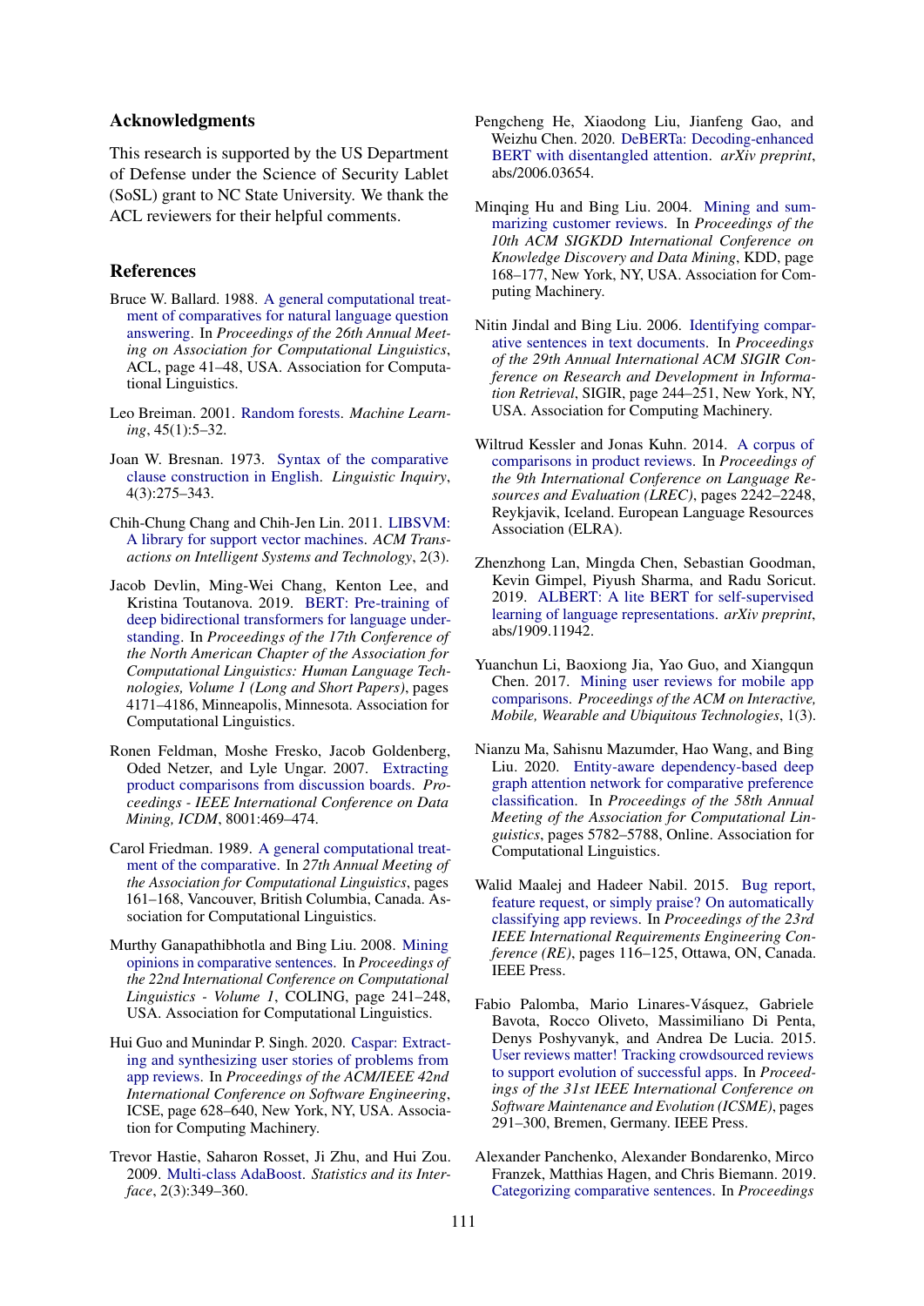## Acknowledgments

This research is supported by the US Department of Defense under the Science of Security Lablet (SoSL) grant to NC State University. We thank the ACL reviewers for their helpful comments.

## References

Bruce W. Ballard. 1988. A general computational treatment of comparatives for natural language question answering. In *Proceedings of the 26th Annual Meeting on Association for Computational Linguistics*, ACL, page 41–48, USA. Association for Computational Linguistics.

Leo Breiman. 2001. Random forests. *Machine Learning*, 45(1):5–32.

Joan W. Bresnan. 1973. Syntax of the comparative clause construction in English. *Linguistic Inquiry*, 4(3):275–343.

Chih-Chung Chang and Chih-Jen Lin. 2011. LIBSVM: A library for support vector machines. *ACM Transactions on Intelligent Systems and Technology*, 2(3).

Jacob Devlin, Ming-Wei Chang, Kenton Lee, and Kristina Toutanova. 2019. BERT: Pre-training of deep bidirectional transformers for language understanding. In *Proceedings of the 17th Conference of the North American Chapter of the Association for Computational Linguistics: Human Language Technologies, Volume 1 (Long and Short Papers)*, pages 4171–4186, Minneapolis, Minnesota. Association for Computational Linguistics.

Ronen Feldman, Moshe Fresko, Jacob Goldenberg, Oded Netzer, and Lyle Ungar. 2007. Extracting product comparisons from discussion boards. *Proceedings - IEEE International Conference on Data Mining, ICDM*, 8001:469–474.

Carol Friedman. 1989. A general computational treatment of the comparative. In *27th Annual Meeting of the Association for Computational Linguistics*, pages 161–168, Vancouver, British Columbia, Canada. Association for Computational Linguistics.

Murthy Ganapathibhotla and Bing Liu. 2008. Mining opinions in comparative sentences. In *Proceedings of the 22nd International Conference on Computational Linguistics - Volume 1*, COLING, page 241–248, USA. Association for Computational Linguistics.

Hui Guo and Munindar P. Singh. 2020. Caspar: Extracting and synthesizing user stories of problems from app reviews. In *Proceedings of the ACM/IEEE 42nd International Conference on Software Engineering*, ICSE, page 628–640, New York, NY, USA. Association for Computing Machinery.

Trevor Hastie, Saharon Rosset, Ji Zhu, and Hui Zou. 2009. Multi-class AdaBoost. *Statistics and its Interface*, 2(3):349–360.

Pengcheng He, Xiaodong Liu, Jianfeng Gao, and Weizhu Chen. 2020. DeBERTa: Decoding-enhanced BERT with disentangled attention. *arXiv preprint*, abs/2006.03654.

Minqing Hu and Bing Liu. 2004. Mining and summarizing customer reviews. In *Proceedings of the 10th ACM SIGKDD International Conference on Knowledge Discovery and Data Mining*, KDD, page 168–177, New York, NY, USA. Association for Computing Machinery.

Nitin Jindal and Bing Liu. 2006. Identifying comparative sentences in text documents. In *Proceedings of the 29th Annual International ACM SIGIR Conference on Research and Development in Information Retrieval*, SIGIR, page 244–251, New York, NY, USA. Association for Computing Machinery.

Wiltrud Kessler and Jonas Kuhn. 2014. A corpus of comparisons in product reviews. In *Proceedings of the 9th International Conference on Language Resources and Evaluation (LREC)*, pages 2242–2248, Reykjavik, Iceland. European Language Resources Association (ELRA).

Zhenzhong Lan, Mingda Chen, Sebastian Goodman, Kevin Gimpel, Piyush Sharma, and Radu Soricut. 2019. ALBERT: A lite BERT for self-supervised learning of language representations. *arXiv preprint*, abs/1909.11942.

Yuanchun Li, Baoxiong Jia, Yao Guo, and Xiangqun Chen. 2017. Mining user reviews for mobile app comparisons. *Proceedings of the ACM on Interactive, Mobile, Wearable and Ubiquitous Technologies*, 1(3).

Nianzu Ma, Sahisnu Mazumder, Hao Wang, and Bing Liu. 2020. Entity-aware dependency-based deep graph attention network for comparative preference classification. In *Proceedings of the 58th Annual Meeting of the Association for Computational Linguistics*, pages 5782–5788, Online. Association for Computational Linguistics.

Walid Maalej and Hadeer Nabil. 2015. Bug report, feature request, or simply praise? On automatically classifying app reviews. In *Proceedings of the 23rd IEEE International Requirements Engineering Conference (RE)*, pages 116–125, Ottawa, ON, Canada. IEEE Press.

Fabio Palomba, Mario Linares-Vásquez, Gabriele Bavota, Rocco Oliveto, Massimiliano Di Penta, Denys Poshyvanyk, and Andrea De Lucia. 2015. User reviews matter! Tracking crowdsourced reviews to support evolution of successful apps. In *Proceedings of the 31st IEEE International Conference on Software Maintenance and Evolution (ICSME)*, pages 291–300, Bremen, Germany. IEEE Press.

Alexander Panchenko, Alexander Bondarenko, Mirco Franzek, Matthias Hagen, and Chris Biemann. 2019. Categorizing comparative sentences. In *Proceedings*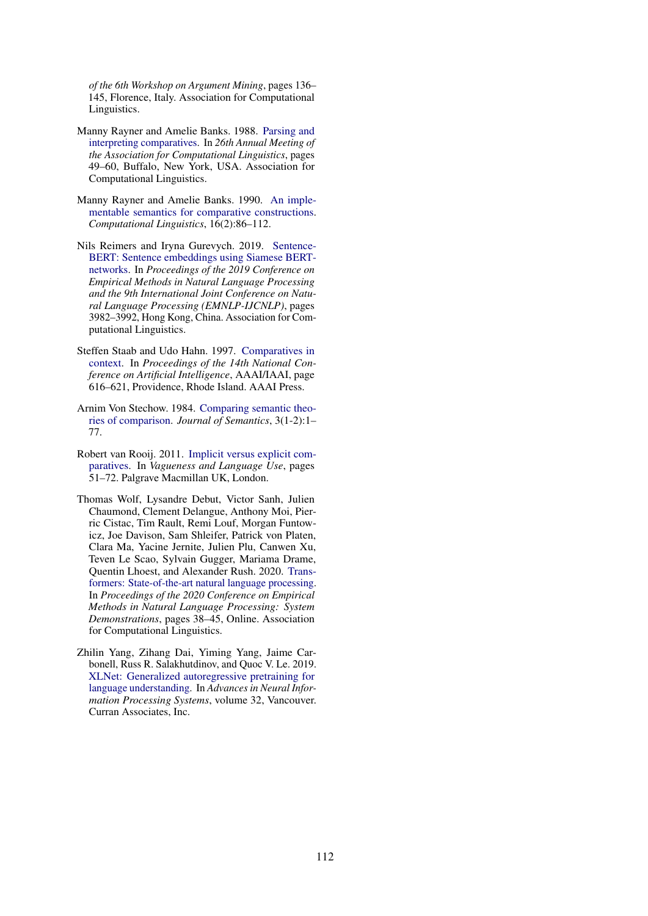of the 6th Workshop on Argument Mining*, pages 136–145, Florence, Italy. Association for Computational Linguistics.

Manny Rayner and Amelie Banks. 1988. Parsing and interpreting comparatives. In *26th Annual Meeting of the Association for Computational Linguistics*, pages 49–60, Buffalo, New York, USA. Association for Computational Linguistics.

Manny Rayner and Amelie Banks. 1990. An implementable semantics for comparative constructions. *Computational Linguistics*, 16(2):86–112.

Nils Reimers and Iryna Gurevych. 2019. Sentence-BERT: Sentence embeddings using Siamese BERT-networks. In *Proceedings of the 2019 Conference on Empirical Methods in Natural Language Processing and the 9th International Joint Conference on Natural Language Processing (EMNLP-IJCNLP)*, pages 3982–3992, Hong Kong, China. Association for Computational Linguistics.

Steffen Staab and Udo Hahn. 1997. Comparatives in context. In *Proceedings of the 14th National Conference on Artificial Intelligence*, AAAI/IAAI, page 616–621, Providence, Rhode Island. AAAI Press.

Arnim Von Stechow. 1984. Comparing semantic theories of comparison. *Journal of Semantics*, 3(1-2):1–77.

Robert van Rooij. 2011. Implicit versus explicit comparatives. In *Vagueness and Language Use*, pages 51–72. Palgrave Macmillan UK, London.

Thomas Wolf, Lysandre Debut, Victor Sanh, Julien Chaumond, Clement Delangue, Anthony Moi, Pierric Cistac, Tim Rault, Remi Louf, Morgan Funtowicz, Joe Davison, Sam Shleifer, Patrick von Platen, Clara Ma, Yacine Jernite, Julien Plu, Canwen Xu, Teven Le Scao, Sylvain Gugger, Mariama Drame, Quentin Lhoest, and Alexander Rush. 2020. Transformers: State-of-the-art natural language processing. In *Proceedings of the 2020 Conference on Empirical Methods in Natural Language Processing: System Demonstrations*, pages 38–45, Online. Association for Computational Linguistics.

Zhilin Yang, Zihang Dai, Yiming Yang, Jaime Carbonell, Russ R. Salakhutdinov, and Quoc V. Le. 2019. XLNet: Generalized autoregressive pretraining for language understanding. In *Advances in Neural Information Processing Systems*, volume 32, Vancouver. Curran Associates, Inc.